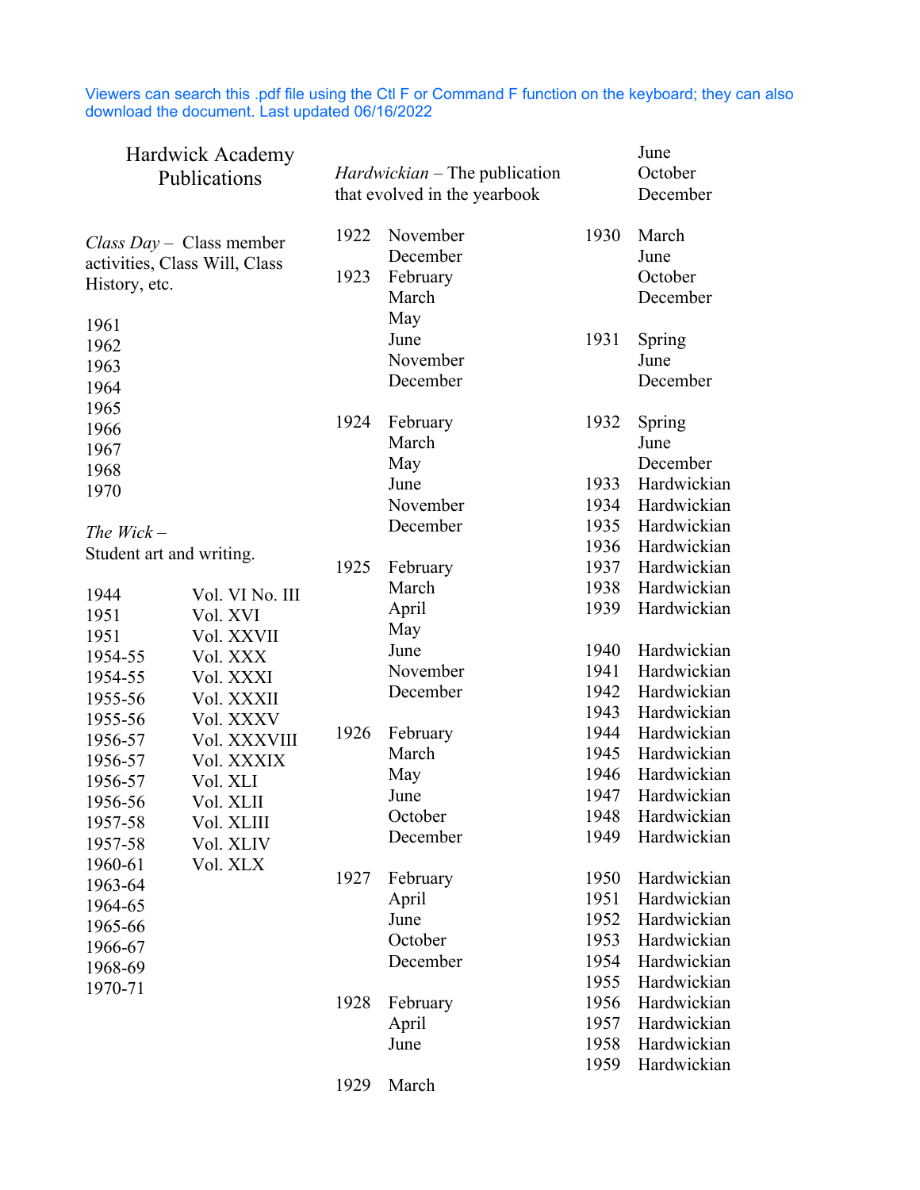Viewers can search this .pdf file using the Ctl F or Command F function on the keyboard; they can also download the document. Last updated 06/16/2022

# Hardwick Academy Publications

*Class Day* – Class member activities, Class Will, Class History, etc.

1961
1962
1963
1964
1965
1966
1967
1968
1970

*The Wick* –
Student art and writing.

| | |
|---|---|
| 1944 | Vol. VI No. III |
| 1951 | Vol. XVI |
| 1951 | Vol. XXVII |
| 1954-55 | Vol. XXX |
| 1954-55 | Vol. XXXI |
| 1955-56 | Vol. XXXII |
| 1955-56 | Vol. XXXV |
| 1956-57 | Vol. XXXVIII |
| 1956-57 | Vol. XXXIX |
| 1956-57 | Vol. XLI |
| 1956-56 | Vol. XLII |
| 1957-58 | Vol. XLIII |
| 1957-58 | Vol. XLIV |
| 1960-61 | Vol. XLX |
| 1963-64 | |
| 1964-65 | |
| 1965-66 | |
| 1966-67 | |
| 1968-69 | |
| 1970-71 | |

*Hardwickian* – The publication that evolved in the yearbook

| | |
|---|---|
| 1922 | November |
| | December |
| 1923 | February |
| | March |
| | May |
| | June |
| | November |
| | December |
| 1924 | February |
| | March |
| | May |
| | June |
| | November |
| | December |
| 1925 | February |
| | March |
| | April |
| | May |
| | June |
| | November |
| | December |
| 1926 | February |
| | March |
| | May |
| | June |
| | October |
| | December |
| 1927 | February |
| | April |
| | June |
| | October |
| | December |
| 1928 | February |
| | April |
| | June |
| 1929 | March |
| | June |
| | October |
| | December |
| 1930 | March |
| | June |
| | October |
| | December |
| 1931 | Spring |
| | June |
| | December |
| 1932 | Spring |
| | June |
| | December |
| 1933 | Hardwickian |
| 1934 | Hardwickian |
| 1935 | Hardwickian |
| 1936 | Hardwickian |
| 1937 | Hardwickian |
| 1938 | Hardwickian |
| 1939 | Hardwickian |
| 1940 | Hardwickian |
| 1941 | Hardwickian |
| 1942 | Hardwickian |
| 1943 | Hardwickian |
| 1944 | Hardwickian |
| 1945 | Hardwickian |
| 1946 | Hardwickian |
| 1947 | Hardwickian |
| 1948 | Hardwickian |
| 1949 | Hardwickian |
| 1950 | Hardwickian |
| 1951 | Hardwickian |
| 1952 | Hardwickian |
| 1953 | Hardwickian |
| 1954 | Hardwickian |
| 1955 | Hardwickian |
| 1956 | Hardwickian |
| 1957 | Hardwickian |
| 1958 | Hardwickian |
| 1959 | Hardwickian |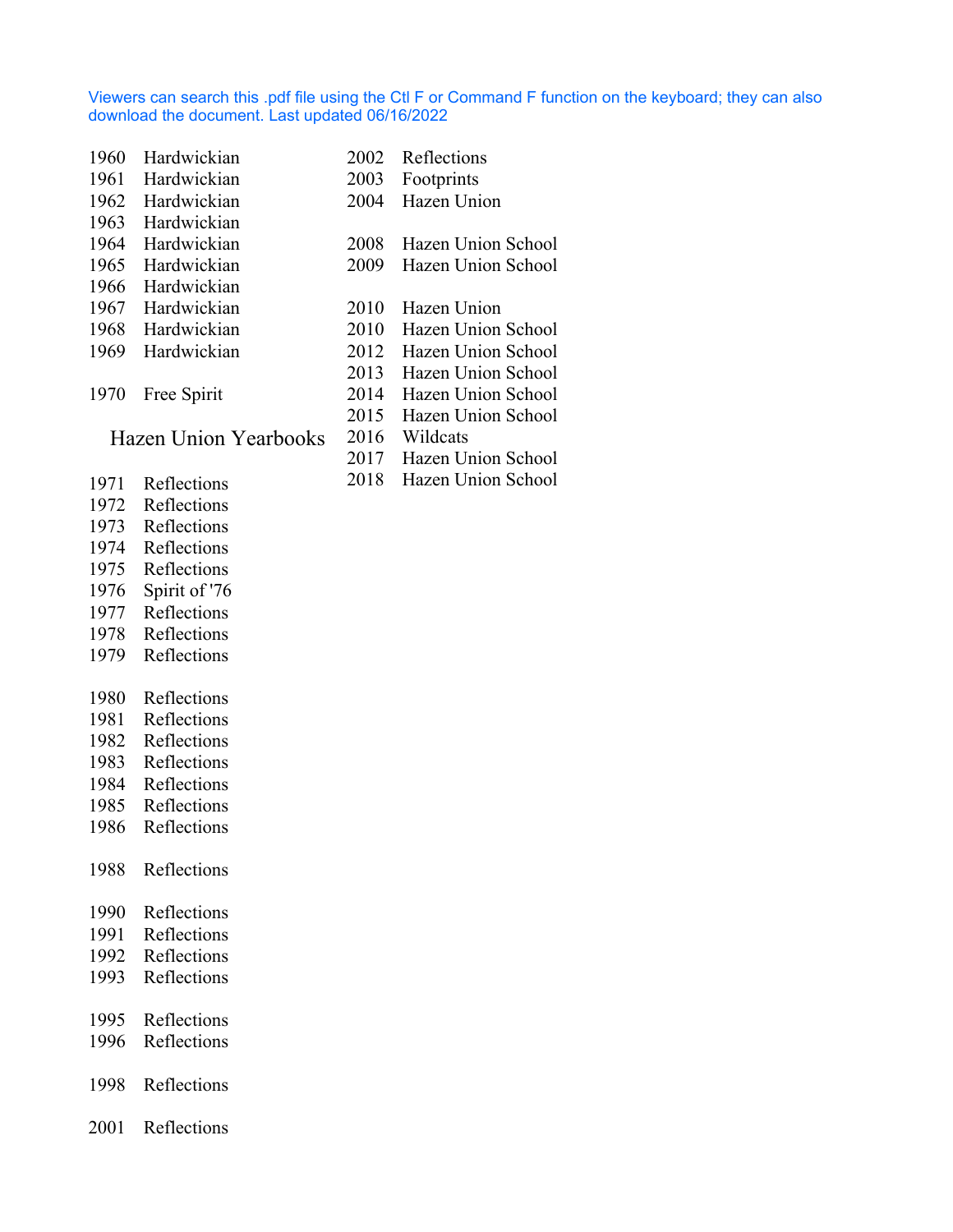Viewers can search this .pdf file using the Ctl F or Command F function on the keyboard; they can also download the document. Last updated 06/16/2022

1960 Hardwickian
1961 Hardwickian
1962 Hardwickian
1963 Hardwickian
1964 Hardwickian
1965 Hardwickian
1966 Hardwickian
1967 Hardwickian
1968 Hardwickian
1969 Hardwickian

1970 Free Spirit

## Hazen Union Yearbooks

1971 Reflections
1972 Reflections
1973 Reflections
1974 Reflections
1975 Reflections
1976 Spirit of '76
1977 Reflections
1978 Reflections
1979 Reflections

1980 Reflections
1981 Reflections
1982 Reflections
1983 Reflections
1984 Reflections
1985 Reflections
1986 Reflections

1988 Reflections

1990 Reflections
1991 Reflections
1992 Reflections
1993 Reflections

1995 Reflections
1996 Reflections

1998 Reflections

2001 Reflections
2002 Reflections
2003 Footprints
2004 Hazen Union

2008 Hazen Union School
2009 Hazen Union School

2010 Hazen Union
2010 Hazen Union School
2012 Hazen Union School
2013 Hazen Union School
2014 Hazen Union School
2015 Hazen Union School
2016 Wildcats
2017 Hazen Union School
2018 Hazen Union School